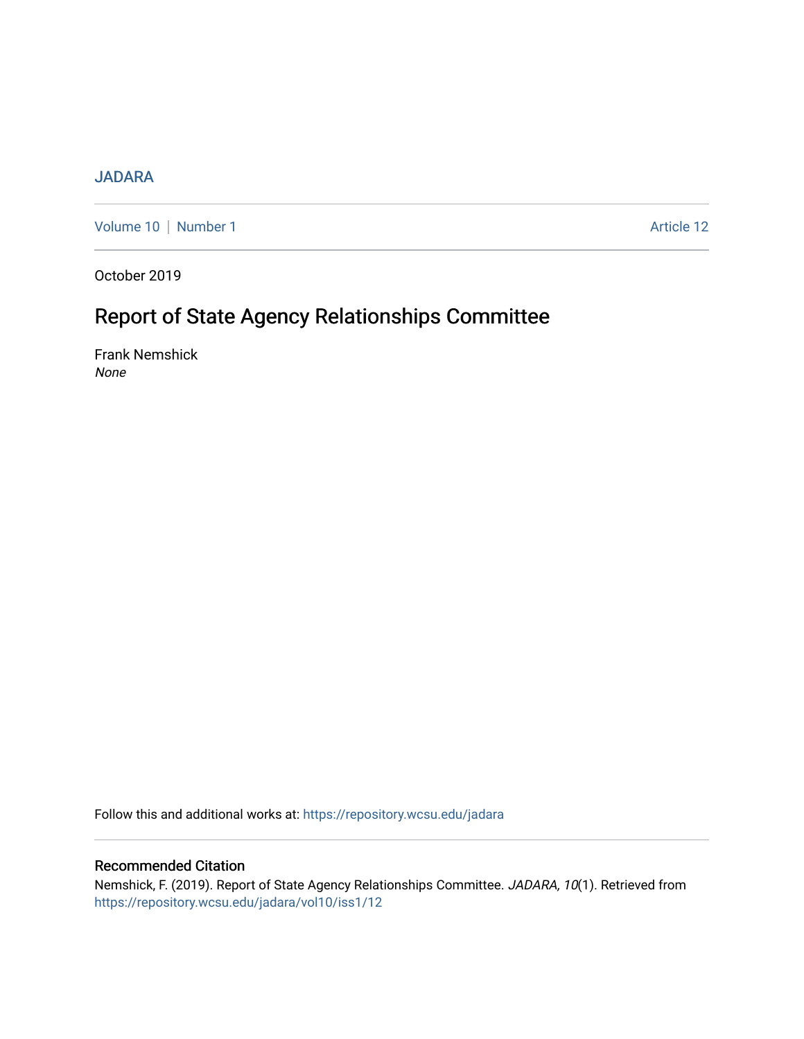JADARA

Volume 10 | Number 1 Article 12

October 2019

# Report of State Agency Relationships Committee

Frank Nemshick
*None*

Follow this and additional works at: https://repository.wcsu.edu/jadara

## Recommended Citation

Nemshick, F. (2019). Report of State Agency Relationships Committee. *JADARA, 10*(1). Retrieved from https://repository.wcsu.edu/jadara/vol10/iss1/12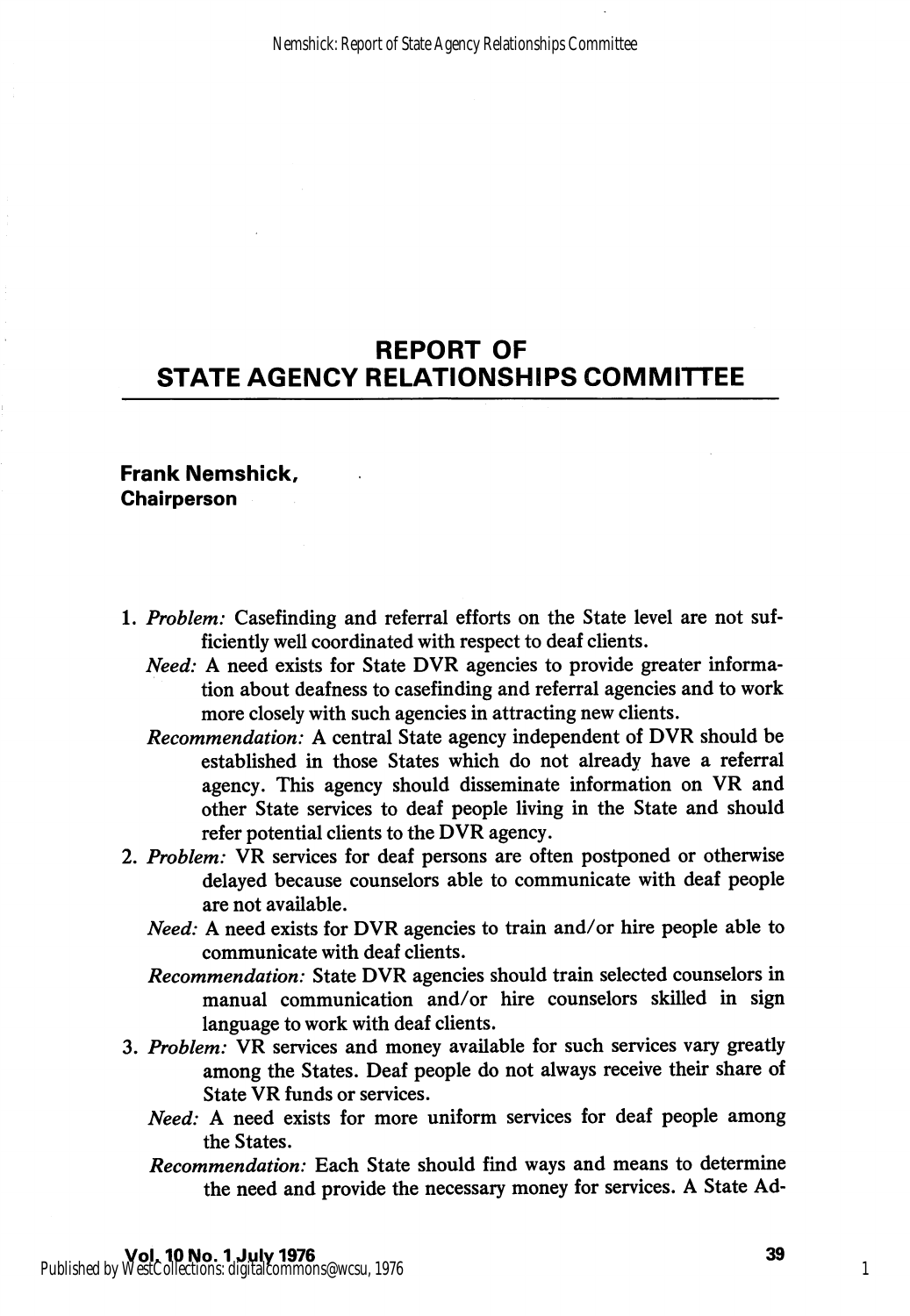# REPORT OF STATE AGENCY RELATIONSHIPS COMMITTEE

**Frank Nemshick, Chairperson**

1. *Problem:* Casefinding and referral efforts on the State level are not sufficiently well coordinated with respect to deaf clients.

   *Need:* A need exists for State DVR agencies to provide greater information about deafness to casefinding and referral agencies and to work more closely with such agencies in attracting new clients.

   *Recommendation:* A central State agency independent of DVR should be established in those States which do not already have a referral agency. This agency should disseminate information on VR and other State services to deaf people living in the State and should refer potential clients to the DVR agency.

2. *Problem:* VR services for deaf persons are often postponed or otherwise delayed because counselors able to communicate with deaf people are not available.

   *Need:* A need exists for DVR agencies to train and/or hire people able to communicate with deaf clients.

   *Recommendation:* State DVR agencies should train selected counselors in manual communication and/or hire counselors skilled in sign language to work with deaf clients.

3. *Problem:* VR services and money available for such services vary greatly among the States. Deaf people do not always receive their share of State VR funds or services.

   *Need:* A need exists for more uniform services for deaf people among the States.

   *Recommendation:* Each State should find ways and means to determine the need and provide the necessary money for services. A State Ad-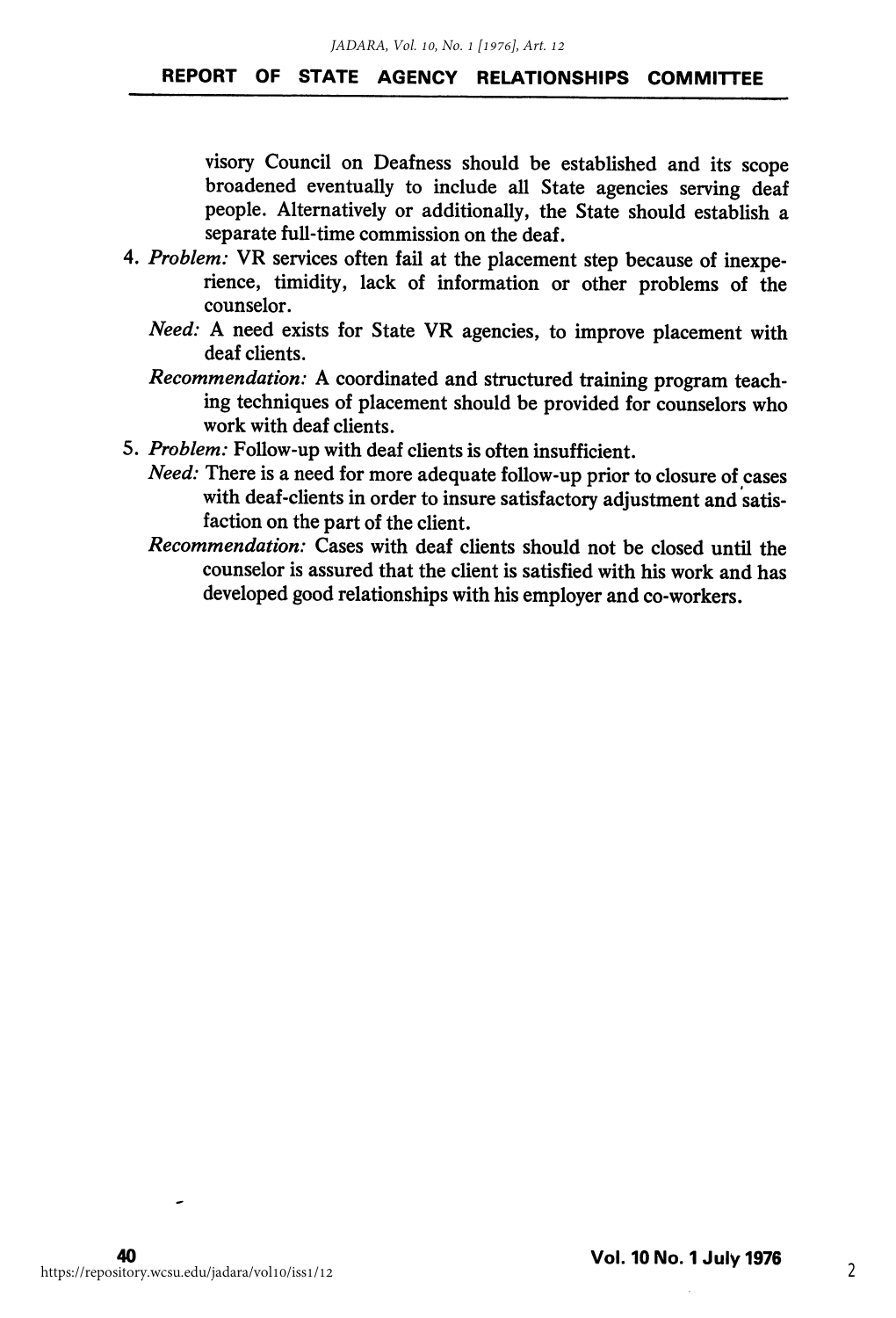visory Council on Deafness should be established and its scope broadened eventually to include all State agencies serving deaf people. Alternatively or additionally, the State should establish a separate full-time commission on the deaf.

4. *Problem:* VR services often fail at the placement step because of inexperience, timidity, lack of information or other problems of the counselor.

   *Need:* A need exists for State VR agencies, to improve placement with deaf clients.

   *Recommendation:* A coordinated and structured training program teaching techniques of placement should be provided for counselors who work with deaf clients.

5. *Problem:* Follow-up with deaf clients is often insufficient.

   *Need:* There is a need for more adequate follow-up prior to closure of cases with deaf-clients in order to insure satisfactory adjustment and satisfaction on the part of the client.

   *Recommendation:* Cases with deaf clients should not be closed until the counselor is assured that the client is satisfied with his work and has developed good relationships with his employer and co-workers.